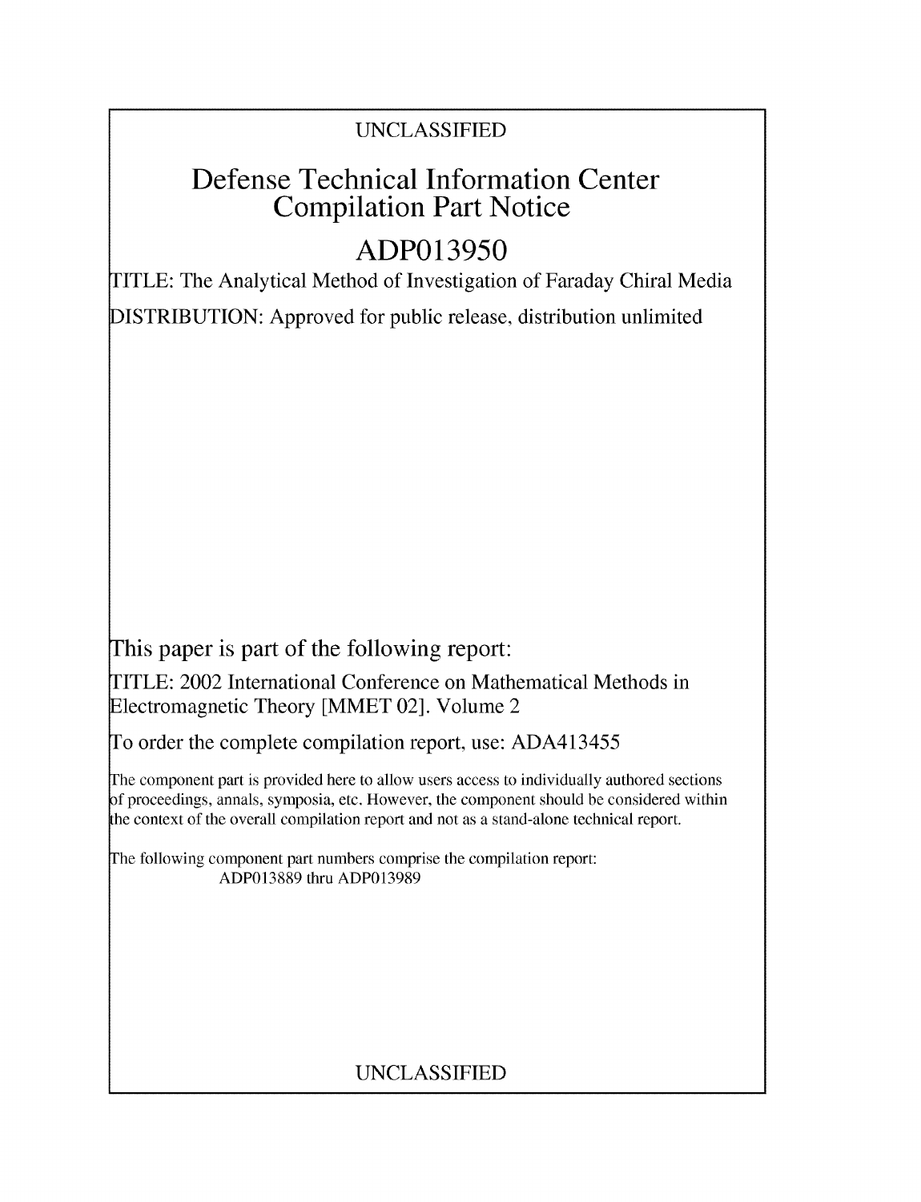UNCLASSIFIED

# Defense Technical Information Center Compilation Part Notice

## ADP013950

TITLE: The Analytical Method of Investigation of Faraday Chiral Media

DISTRIBUTION: Approved for public release, distribution unlimited

This paper is part of the following report:

TITLE: 2002 International Conference on Mathematical Methods in Electromagnetic Theory [MMET 02]. Volume 2

To order the complete compilation report, use: ADA413455

The component part is provided here to allow users access to individually authored sections of proceedings, annals, symposia, etc. However, the component should be considered within the context of the overall compilation report and not as a stand-alone technical report.

The following component part numbers comprise the compilation report:
ADP013889 thru ADP013989

UNCLASSIFIED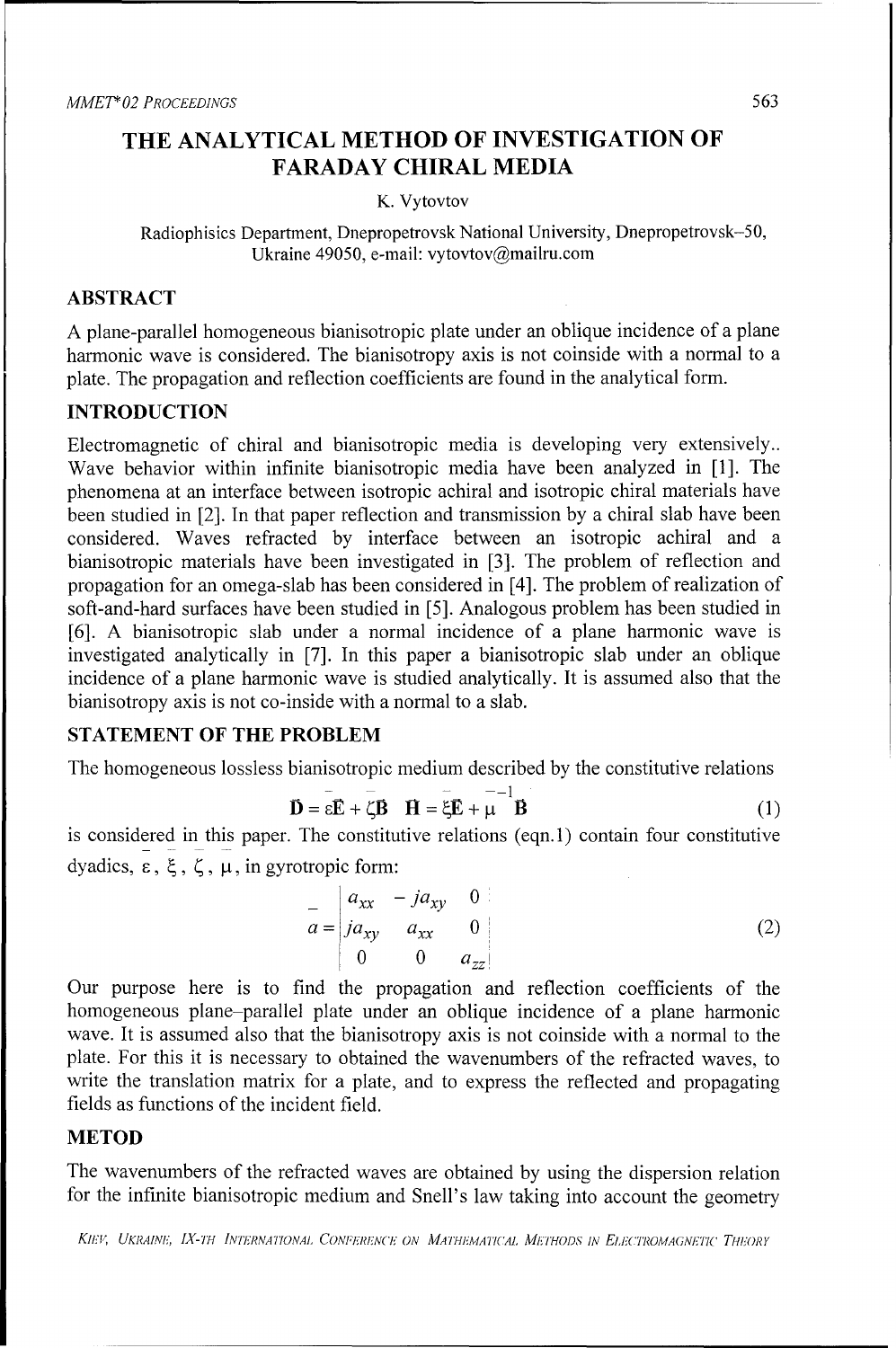# THE ANALYTICAL METHOD OF INVESTIGATION OF FARADAY CHIRAL MEDIA

K. Vytovtov

Radiophisics Department, Dnepropetrovsk National University, Dnepropetrovsk–50, Ukraine 49050, e-mail: vytovtov@mailru.com

## ABSTRACT

A plane-parallel homogeneous bianisotropic plate under an oblique incidence of a plane harmonic wave is considered. The bianisotropy axis is not coinside with a normal to a plate. The propagation and reflection coefficients are found in the analytical form.

## INTRODUCTION

Electromagnetic of chiral and bianisotropic media is developing very extensively.. Wave behavior within infinite bianisotropic media have been analyzed in [1]. The phenomena at an interface between isotropic achiral and isotropic chiral materials have been studied in [2]. In that paper reflection and transmission by a chiral slab have been considered. Waves refracted by interface between an isotropic achiral and a bianisotropic materials have been investigated in [3]. The problem of reflection and propagation for an omega-slab has been considered in [4]. The problem of realization of soft-and-hard surfaces have been studied in [5]. Analogous problem has been studied in [6]. A bianisotropic slab under a normal incidence of a plane harmonic wave is investigated analytically in [7]. In this paper a bianisotropic slab under an oblique incidence of a plane harmonic wave is studied analytically. It is assumed also that the bianisotropy axis is not co-inside with a normal to a slab.

## STATEMENT OF THE PROBLEM

The homogeneous lossless bianisotropic medium described by the constitutive relations

$$\bar{\mathbf{D}} = \bar{\varepsilon}\bar{\mathbf{E}} + \bar{\zeta}\bar{\mathbf{B}} \quad \bar{\mathbf{H}} = \bar{\xi}\bar{\mathbf{E}} + \bar{\mu}^{-1}\bar{\mathbf{B}} \tag{1}$$

is considered in this paper. The constitutive relations (eqn.1) contain four constitutive dyadics, $\bar{\varepsilon}$, $\bar{\xi}$, $\bar{\zeta}$, $\bar{\mu}$, in gyrotropic form:

$$\bar{a} = \begin{vmatrix} a_{xx} & -ja_{xy} & 0 \\ ja_{xy} & a_{xx} & 0 \\ 0 & 0 & a_{zz} \end{vmatrix} \tag{2}$$

Our purpose here is to find the propagation and reflection coefficients of the homogeneous plane–parallel plate under an oblique incidence of a plane harmonic wave. It is assumed also that the bianisotropy axis is not coinside with a normal to the plate. For this it is necessary to obtained the wavenumbers of the refracted waves, to write the translation matrix for a plate, and to express the reflected and propagating fields as functions of the incident field.

## METOD

The wavenumbers of the refracted waves are obtained by using the dispersion relation for the infinite bianisotropic medium and Snell's law taking into account the geometry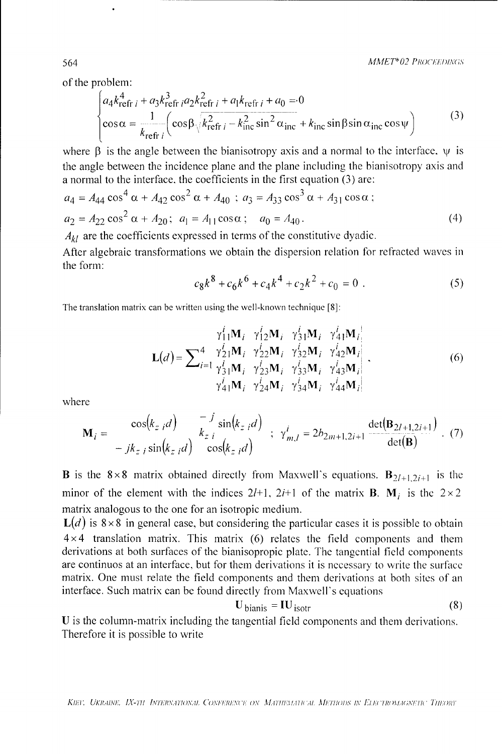of the problem:

$$\begin{cases} a_4 k_{\text{refr } i}^4 + a_3 k_{\text{refr } i}^3 a_2 k_{\text{refr } i}^2 + a_1 k_{\text{refr } i} + a_0 = 0 \\ \cos\alpha = \dfrac{1}{k_{\text{refr } i}} \left( \cos\beta \sqrt{k_{\text{refr } i}^2 - k_{\text{inc}}^2 \sin^2 \alpha_{\text{inc}}} + k_{\text{inc}} \sin\beta \sin\alpha_{\text{inc}} \cos\psi \right) \end{cases} \tag{3}$$

where $\beta$ is the angle between the bianisotropy axis and a normal to the interface, $\psi$ is the angle between the incidence plane and the plane including the bianisotropy axis and a normal to the interface, the coefficients in the first equation (3) are:

$$a_4 = A_{44} \cos^4 \alpha + A_{42} \cos^2 \alpha + A_{40} \; ; \; a_3 = A_{33} \cos^3 \alpha + A_{31} \cos\alpha \; ;$$

$$a_2 = A_{22} \cos^2 \alpha + A_{20}; \; a_1 = A_{11} \cos\alpha ; \quad a_0 = A_{40} . \tag{4}$$

$A_{kl}$ are the coefficients expressed in terms of the constitutive dyadic.

After algebraic transformations we obtain the dispersion relation for refracted waves in the form:

$$c_8 k^8 + c_6 k^6 + c_4 k^4 + c_2 k^2 + c_0 = 0 \; . \tag{5}$$

The translation matrix can be written using the well-known technique [8]:

$$\mathbf{L}(d) = \sum_{i=1}^{4} \begin{vmatrix} \gamma_{11}^i \mathbf{M}_i & \gamma_{12}^i \mathbf{M}_i & \gamma_{31}^i \mathbf{M}_i & \gamma_{41}^i \mathbf{M}_i \\ \gamma_{21}^i \mathbf{M}_i & \gamma_{22}^i \mathbf{M}_i & \gamma_{32}^i \mathbf{M}_i & \gamma_{42}^i \mathbf{M}_i \\ \gamma_{31}^i \mathbf{M}_i & \gamma_{23}^i \mathbf{M}_i & \gamma_{33}^i \mathbf{M}_i & \gamma_{43}^i \mathbf{M}_i \\ \gamma_{41}^i \mathbf{M}_i & \gamma_{24}^i \mathbf{M}_i & \gamma_{34}^i \mathbf{M}_i & \gamma_{44}^i \mathbf{M}_i \end{vmatrix} . \tag{6}$$

where

$$\mathbf{M}_i = \begin{matrix} \cos(k_{z\,i} d) & \dfrac{-j}{k_{z\,i}} \sin(k_{z\,i} d) \\ -j k_{z\,i} \sin(k_{z\,i} d) & \cos(k_{z\,i} d) \end{matrix} \; ; \; \gamma_{m,l}^i = 2 b_{2m+1,2i+1} \frac{\det(\mathbf{B}_{2l+1,2i+1})}{\det(\mathbf{B})} . \tag{7}$$

$\mathbf{B}$ is the $8 \times 8$ matrix obtained directly from Maxwell's equations. $\mathbf{B}_{2l+1,2i+1}$ is the minor of the element with the indices $2l+1$, $2i+1$ of the matrix $\mathbf{B}$. $\mathbf{M}_i$ is the $2 \times 2$ matrix analogous to the one for an isotropic medium.

$\mathbf{L}(d)$ is $8 \times 8$ in general case, but considering the particular cases it is possible to obtain $4 \times 4$ translation matrix. This matrix (6) relates the field components and them derivations at both surfaces of the bianisopropic plate. The tangential field components are continuos at an interface, but for them derivations it is necessary to write the surface matrix. One must relate the field components and them derivations at both sites of an interface. Such matrix can be found directly from Maxwell's equations

$$\mathbf{U}_{\text{bianis}} = \mathbf{I}\mathbf{U}_{\text{isotr}} \tag{8}$$

$\mathbf{U}$ is the column-matrix including the tangential field components and them derivations. Therefore it is possible to write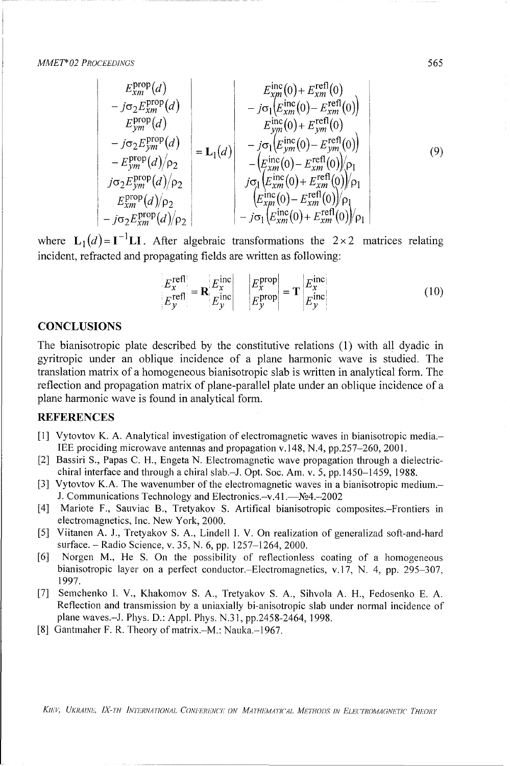$$
\begin{vmatrix}
E_{xm}^{\text{prop}}(d) \\
-j\sigma_2 E_{xm}^{\text{prop}}(d) \\
E_{ym}^{\text{prop}}(d) \\
-j\sigma_2 E_{ym}^{\text{prop}}(d) \\
-E_{ym}^{\text{prop}}(d)/\rho_2 \\
j\sigma_2 E_{ym}^{\text{prop}}(d)/\rho_2 \\
E_{xm}^{\text{prop}}(d)/\rho_2 \\
-j\sigma_2 E_{xm}^{\text{prop}}(d)/\rho_2
\end{vmatrix}
= \mathbf{L}_1(d)
\begin{vmatrix}
E_{xm}^{\text{inc}}(0) + E_{xm}^{\text{refl}}(0) \\
-j\sigma_1\left(E_{xm}^{\text{inc}}(0) - E_{xm}^{\text{refl}}(0)\right) \\
E_{ym}^{\text{inc}}(0) + E_{ym}^{\text{refl}}(0) \\
-j\sigma_1\left(E_{ym}^{\text{inc}}(0) - E_{ym}^{\text{refl}}(0)\right) \\
-\left(E_{xm}^{\text{inc}}(0) - E_{xm}^{\text{refl}}(0)\right)/\rho_1 \\
j\sigma_1\left(E_{xm}^{\text{inc}}(0) + E_{xm}^{\text{refl}}(0)\right)/\rho_1 \\
\left(E_{xm}^{\text{inc}}(0) - E_{xm}^{\text{refl}}(0)\right)/\rho_1 \\
-j\sigma_1\left(E_{xm}^{\text{inc}}(0) + E_{xm}^{\text{refl}}(0)\right)/\rho_1
\end{vmatrix}
\tag{9}
$$

where $\mathbf{L}_1(d) = \mathbf{I}^{-1}\mathbf{L}\mathbf{I}$. After algebraic transformations the $2\times 2$ matrices relating incident, refracted and propagating fields are written as following:

$$
\begin{vmatrix}
E_x^{\text{refl}} \\
E_y^{\text{refl}}
\end{vmatrix}
= \mathbf{R}
\begin{vmatrix}
E_x^{\text{inc}} \\
E_y^{\text{inc}}
\end{vmatrix}
\quad
\begin{vmatrix}
E_x^{\text{prop}} \\
E_y^{\text{prop}}
\end{vmatrix}
= \mathbf{T}
\begin{vmatrix}
E_x^{\text{inc}} \\
E_y^{\text{inc}}
\end{vmatrix}
\tag{10}
$$

## CONCLUSIONS

The bianisotropic plate described by the constitutive relations (1) with all dyadic in gyritropic under an oblique incidence of a plane harmonic wave is studied. The translation matrix of a homogeneous bianisotropic slab is written in analytical form. The reflection and propagation matrix of plane-parallel plate under an oblique incidence of a plane harmonic wave is found in analytical form.

## REFERENCES

[1] Vytovtov K. A. Analytical investigation of electromagnetic waves in bianisotropic media.– IEE prociding microwave antennas and propagation v.148, N.4, pp.257–260, 2001.

[2] Bassiri S., Papas C. H., Engeta N. Electromagnetic wave propagation through a dielectric-chiral interface and through a chiral slab.–J. Opt. Soc. Am. v. 5, pp.1450–1459, 1988.

[3] Vytovtov K.A. The wavenumber of the electromagnetic waves in a bianisotropic medium.– J. Communications Technology and Electronics.–v.41.—№4.–2002

[4] Mariote F., Sauviac B., Tretyakov S. Artifical bianisotropic composites.–Frontiers in electromagnetics, Inc. New York, 2000.

[5] Viitanen A. J., Tretyakov S. A., Lindell I. V. On realization of generalizad soft-and-hard surface. – Radio Science, v. 35, N. 6, pp. 1257–1264, 2000.

[6] Norgen M., He S. On the possibility of reflectionless coating of a homogeneous bianisotropic layer on a perfect conductor.–Electromagnetics, v.17, N. 4, pp. 295–307, 1997.

[7] Semchenko I. V., Khakomov S. A., Tretyakov S. A., Sihvola A. H., Fedosenko E. A. Reflection and transmission by a uniaxially bi-anisotropic slab under normal incidence of plane waves.–J. Phys. D.: Appl. Phys. N.31, pp.2458-2464, 1998.

[8] Gantmaher F. R. Theory of matrix.–M.: Nauka.–1967.